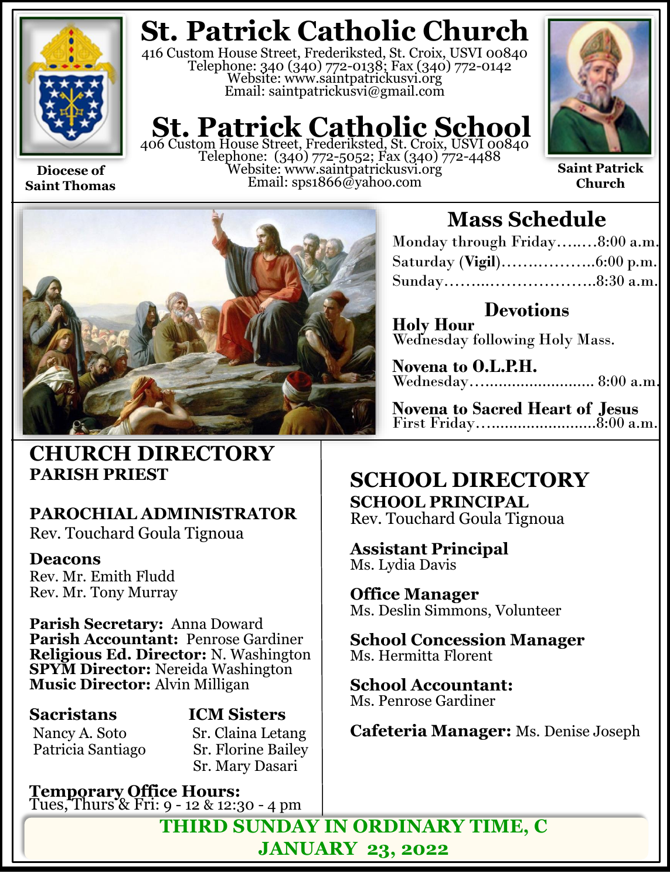# St. Patrick Catholic Church

416 Custom House Street, Frederiksted, St. Croix, USVI 00840
Telephone: 340 (340) 772-0138; Fax (340) 772-0142
Website: www.saintpatrickusvi.org
Email: saintpatrickusvi@gmail.com

# St. Patrick Catholic School

406 Custom House Street, Frederiksted, St. Croix, USVI 00840
Telephone: (340) 772-5052; Fax (340) 772-4488
Website: www.saintpatrickusvi.org
Email: sps1866@yahoo.com

**Diocese of Saint Thomas**

**Saint Patrick Church**

## Mass Schedule

Monday through Friday…..…8:00 a.m.
Saturday (**Vigil**)……..………..6:00 p.m.
Sunday………..………………..8:30 a.m.

### Devotions

**Holy Hour**
Wednesday following Holy Mass.

**Novena to O.L.P.H.**
Wednesday…......................... 8:00 a.m.

**Novena to Sacred Heart of Jesus**
First Friday…........................8:00 a.m.

## CHURCH DIRECTORY

**PARISH PRIEST**

**PAROCHIAL ADMINISTRATOR**
Rev. Touchard Goula Tignoua

**Deacons**
Rev. Mr. Emith Fludd
Rev. Mr. Tony Murray

**Parish Secretary:** Anna Doward
**Parish Accountant:** Penrose Gardiner
**Religious Ed. Director:** N. Washington
**SPYM Director:** Nereida Washington
**Music Director:** Alvin Milligan

**Sacristans**
Nancy A. Soto
Patricia Santiago

**ICM Sisters**
Sr. Claina Letang
Sr. Florine Bailey
Sr. Mary Dasari

**Temporary Office Hours:**
Tues, Thurs & Fri: 9 - 12 & 12:30 - 4 pm

## SCHOOL DIRECTORY

**SCHOOL PRINCIPAL**
Rev. Touchard Goula Tignoua

**Assistant Principal**
Ms. Lydia Davis

**Office Manager**
Ms. Deslin Simmons, Volunteer

**School Concession Manager**
Ms. Hermitta Florent

**School Accountant:**
Ms. Penrose Gardiner

**Cafeteria Manager:** Ms. Denise Joseph

**THIRD SUNDAY IN ORDINARY TIME, C**
**JANUARY 23, 2022**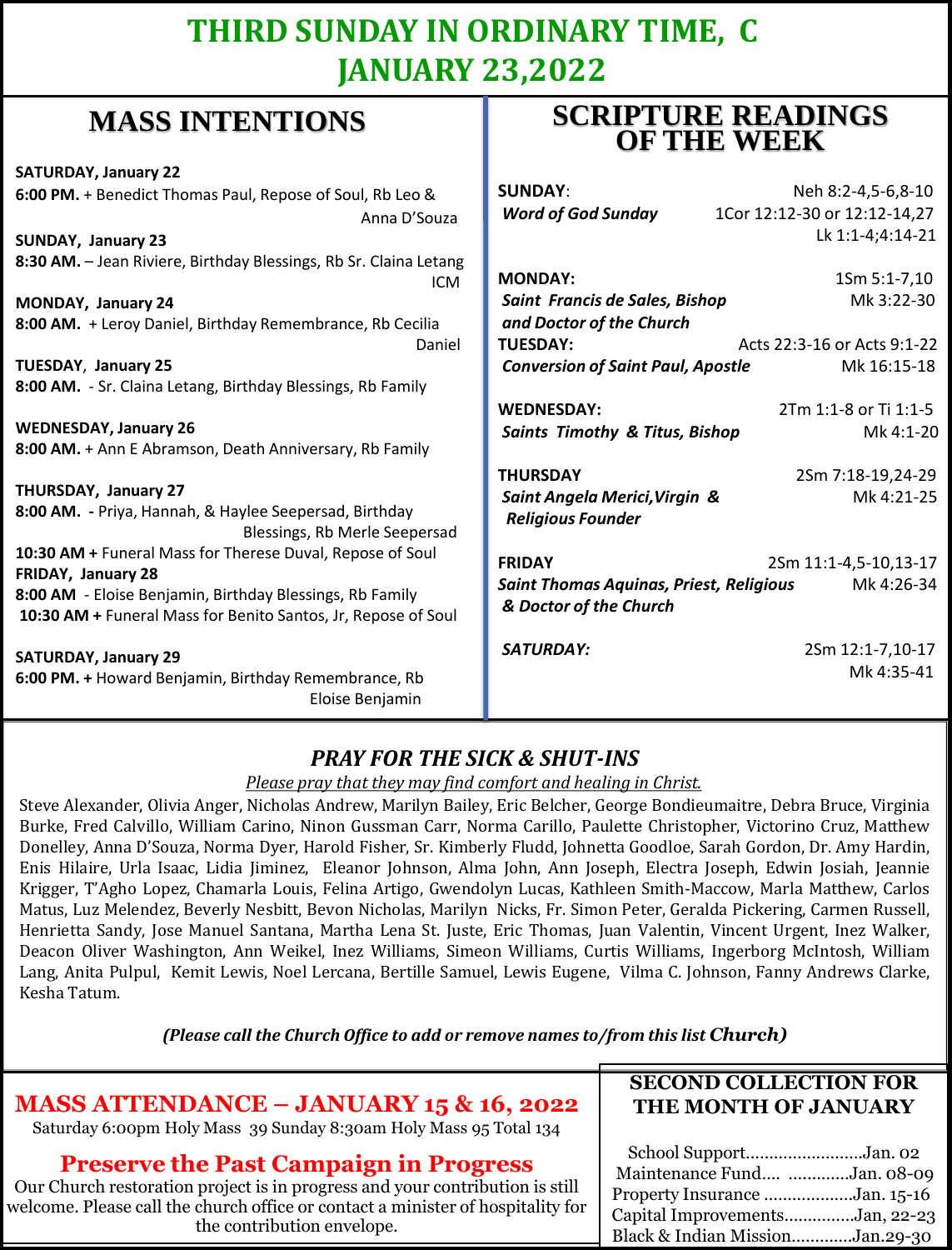# THIRD SUNDAY IN ORDINARY TIME, C
# JANUARY 23,2022

## MASS INTENTIONS

**SATURDAY, January 22**
**6:00 PM.** + Benedict Thomas Paul, Repose of Soul, Rb Leo & Anna D'Souza

**SUNDAY, January 23**
**8:30 AM.** – Jean Riviere, Birthday Blessings, Rb Sr. Claina Letang ICM

**MONDAY, January 24**
**8:00 AM.** + Leroy Daniel, Birthday Remembrance, Rb Cecilia Daniel

**TUESDAY, January 25**
**8:00 AM.** - Sr. Claina Letang, Birthday Blessings, Rb Family

**WEDNESDAY, January 26**
**8:00 AM.** + Ann E Abramson, Death Anniversary, Rb Family

**THURSDAY, January 27**
**8:00 AM. -** Priya, Hannah, & Haylee Seepersad, Birthday Blessings, Rb Merle Seepersad
**10:30 AM +** Funeral Mass for Therese Duval, Repose of Soul

**FRIDAY, January 28**
**8:00 AM** - Eloise Benjamin, Birthday Blessings, Rb Family
**10:30 AM +** Funeral Mass for Benito Santos, Jr, Repose of Soul

**SATURDAY, January 29**
**6:00 PM. +** Howard Benjamin, Birthday Remembrance, Rb Eloise Benjamin

## SCRIPTURE READINGS OF THE WEEK

**SUNDAY**: Neh 8:2-4,5-6,8-10
***Word of God Sunday*** 1Cor 12:12-30 or 12:12-14,27
Lk 1:1-4;4:14-21

**MONDAY:** 1Sm 5:1-7,10
***Saint Francis de Sales, Bishop and Doctor of the Church*** Mk 3:22-30

**TUESDAY:** Acts 22:3-16 or Acts 9:1-22
***Conversion of Saint Paul, Apostle*** Mk 16:15-18

**WEDNESDAY:** 2Tm 1:1-8 or Ti 1:1-5
***Saints Timothy & Titus, Bishop*** Mk 4:1-20

**THURSDAY** 2Sm 7:18-19,24-29
***Saint Angela Merici,Virgin & Religious Founder*** Mk 4:21-25

**FRIDAY** 2Sm 11:1-4,5-10,13-17
***Saint Thomas Aquinas, Priest, Religious & Doctor of the Church*** Mk 4:26-34

***SATURDAY:*** 2Sm 12:1-7,10-17
Mk 4:35-41

## *PRAY FOR THE SICK & SHUT-INS*

*Please pray that they may find comfort and healing in Christ.*

Steve Alexander, Olivia Anger, Nicholas Andrew, Marilyn Bailey, Eric Belcher, George Bondieumaitre, Debra Bruce, Virginia Burke, Fred Calvillo, William Carino, Ninon Gussman Carr, Norma Carillo, Paulette Christopher, Victorino Cruz, Matthew Donelley, Anna D'Souza, Norma Dyer, Harold Fisher, Sr. Kimberly Fludd, Johnetta Goodloe, Sarah Gordon, Dr. Amy Hardin, Enis Hilaire, Urla Isaac, Lidia Jiminez, Eleanor Johnson, Alma John, Ann Joseph, Electra Joseph, Edwin Josiah, Jeannie Krigger, T'Agho Lopez, Chamarla Louis, Felina Artigo, Gwendolyn Lucas, Kathleen Smith-Maccow, Marla Matthew, Carlos Matus, Luz Melendez, Beverly Nesbitt, Bevon Nicholas, Marilyn Nicks, Fr. Simon Peter, Geralda Pickering, Carmen Russell, Henrietta Sandy, Jose Manuel Santana, Martha Lena St. Juste, Eric Thomas, Juan Valentin, Vincent Urgent, Inez Walker, Deacon Oliver Washington, Ann Weikel, Inez Williams, Simeon Williams, Curtis Williams, Ingerborg McIntosh, William Lang, Anita Pulpul, Kemit Lewis, Noel Lercana, Bertille Samuel, Lewis Eugene, Vilma C. Johnson, Fanny Andrews Clarke, Kesha Tatum.

***(Please call the Church Office to add or remove names to/from this list Church)***

## MASS ATTENDANCE – JANUARY 15 & 16, 2022

Saturday 6:00pm Holy Mass 39 Sunday 8:30am Holy Mass 95 Total 134

## Preserve the Past Campaign in Progress

Our Church restoration project is in progress and your contribution is still welcome. Please call the church office or contact a minister of hospitality for the contribution envelope.

## SECOND COLLECTION FOR THE MONTH OF JANUARY

School Support.........................Jan. 02
Maintenance Fund.... .............Jan. 08-09
Property Insurance ...................Jan. 15-16
Capital Improvements...............Jan, 22-23
Black & Indian Mission.............Jan.29-30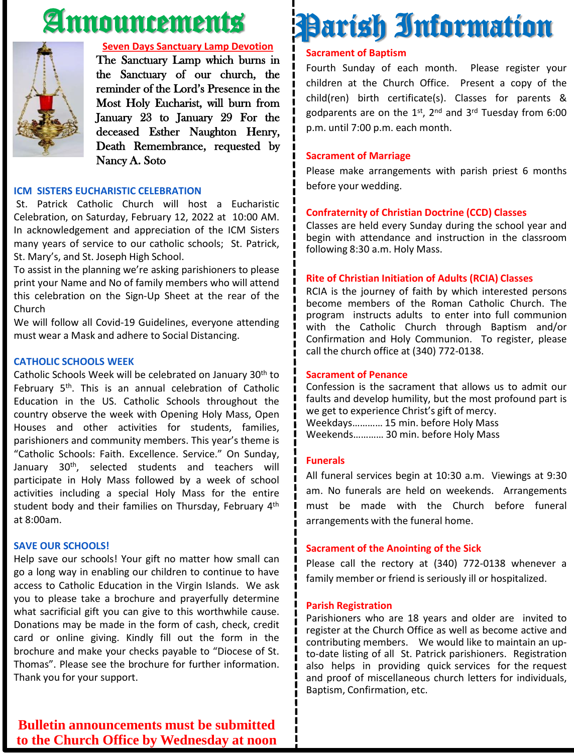# Announcements

**Seven Days Sanctuary Lamp Devotion**

The Sanctuary Lamp which burns in the Sanctuary of our church, the reminder of the Lord's Presence in the Most Holy Eucharist, will burn from January 23 to January 29 For the deceased Esther Naughton Henry, Death Remembrance, requested by Nancy A. Soto

### ICM SISTERS EUCHARISTIC CELEBRATION

St. Patrick Catholic Church will host a Eucharistic Celebration, on Saturday, February 12, 2022 at 10:00 AM. In acknowledgement and appreciation of the ICM Sisters many years of service to our catholic schools; St. Patrick, St. Mary's, and St. Joseph High School.

To assist in the planning we're asking parishioners to please print your Name and No of family members who will attend this celebration on the Sign-Up Sheet at the rear of the Church

We will follow all Covid-19 Guidelines, everyone attending must wear a Mask and adhere to Social Distancing.

### CATHOLIC SCHOOLS WEEK

Catholic Schools Week will be celebrated on January 30th to February 5th. This is an annual celebration of Catholic Education in the US. Catholic Schools throughout the country observe the week with Opening Holy Mass, Open Houses and other activities for students, families, parishioners and community members. This year's theme is "Catholic Schools: Faith. Excellence. Service." On Sunday, January 30th, selected students and teachers will participate in Holy Mass followed by a week of school activities including a special Holy Mass for the entire student body and their families on Thursday, February 4th at 8:00am.

### SAVE OUR SCHOOLS!

Help save our schools! Your gift no matter how small can go a long way in enabling our children to continue to have access to Catholic Education in the Virgin Islands. We ask you to please take a brochure and prayerfully determine what sacrificial gift you can give to this worthwhile cause. Donations may be made in the form of cash, check, credit card or online giving. Kindly fill out the form in the brochure and make your checks payable to "Diocese of St. Thomas". Please see the brochure for further information. Thank you for your support.

**Bulletin announcements must be submitted to the Church Office by Wednesday at noon**

# Parish Information

### Sacrament of Baptism

Fourth Sunday of each month. Please register your children at the Church Office. Present a copy of the child(ren) birth certificate(s). Classes for parents & godparents are on the 1st, 2nd and 3rd Tuesday from 6:00 p.m. until 7:00 p.m. each month.

### Sacrament of Marriage

Please make arrangements with parish priest 6 months before your wedding.

### Confraternity of Christian Doctrine (CCD) Classes

Classes are held every Sunday during the school year and begin with attendance and instruction in the classroom following 8:30 a.m. Holy Mass.

### Rite of Christian Initiation of Adults (RCIA) Classes

RCIA is the journey of faith by which interested persons become members of the Roman Catholic Church. The program instructs adults to enter into full communion with the Catholic Church through Baptism and/or Confirmation and Holy Communion. To register, please call the church office at (340) 772-0138.

### Sacrament of Penance

Confession is the sacrament that allows us to admit our faults and develop humility, but the most profound part is we get to experience Christ's gift of mercy.

Weekdays………… 15 min. before Holy Mass
Weekends………… 30 min. before Holy Mass

### Funerals

All funeral services begin at 10:30 a.m. Viewings at 9:30 am. No funerals are held on weekends. Arrangements must be made with the Church before funeral arrangements with the funeral home.

### Sacrament of the Anointing of the Sick

Please call the rectory at (340) 772-0138 whenever a family member or friend is seriously ill or hospitalized.

### Parish Registration

Parishioners who are 18 years and older are invited to register at the Church Office as well as become active and contributing members. We would like to maintain an up-to-date listing of all St. Patrick parishioners. Registration also helps in providing quick services for the request and proof of miscellaneous church letters for individuals, Baptism, Confirmation, etc.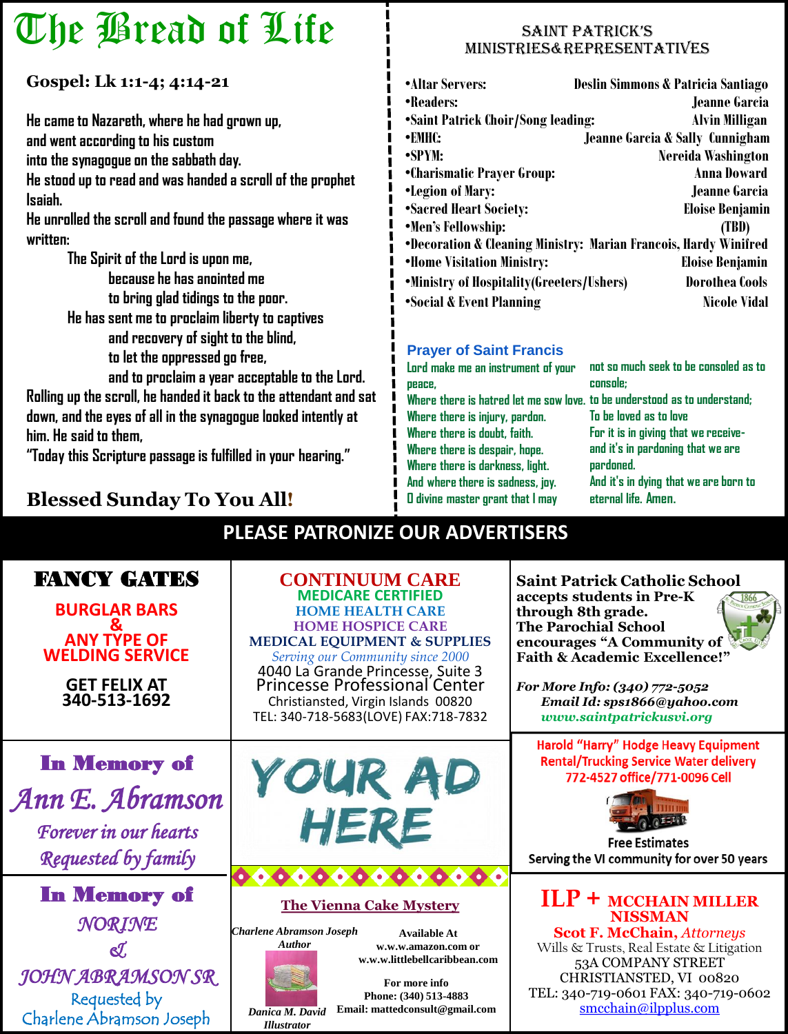# The Bread of Life

**Gospel: Lk 1:1-4; 4:14-21**

He came to Nazareth, where he had grown up,
and went according to his custom
into the synagogue on the sabbath day.
He stood up to read and was handed a scroll of the prophet Isaiah.
He unrolled the scroll and found the passage where it was written:

> The Spirit of the Lord is upon me,
> because he has anointed me
> to bring glad tidings to the poor.
> He has sent me to proclaim liberty to captives
> and recovery of sight to the blind,
> to let the oppressed go free,
> and to proclaim a year acceptable to the Lord.

Rolling up the scroll, he handed it back to the attendant and sat down, and the eyes of all in the synagogue looked intently at him. He said to them,
"Today this Scripture passage is fulfilled in your hearing."

**Blessed Sunday To You All!**

## SAINT PATRICK'S MINISTRIES & REPRESENTATIVES

| | |
|---|---|
| •Altar Servers: | Deslin Simmons & Patricia Santiago |
| •Readers: | Jeanne Garcia |
| •Saint Patrick Choir/Song leading: | Alvin Milligan |
| •EMHC: | Jeanne Garcia & Sally Cunnigham |
| •SPYM: | Nereida Washington |
| •Charismatic Prayer Group: | Anna Doward |
| •Legion of Mary: | Jeanne Garcia |
| •Sacred Heart Society: | Eloise Benjamin |
| •Men's Fellowship: | (TBD) |
| •Decoration & Cleaning Ministry: | Marian Francois, Hardy Winifred |
| •Home Visitation Ministry: | Eloise Benjamin |
| •Ministry of Hospitality(Greeters/Ushers) | Dorothea Cools |
| •Social & Event Planning | Nicole Vidal |

### Prayer of Saint Francis

Lord make me an instrument of your peace,
Where there is hatred let me sow love.
Where there is injury, pardon.
Where there is doubt, faith.
Where there is despair, hope.
Where there is darkness, light.
And where there is sadness, joy.
O divine master grant that I may
not so much seek to be consoled as to console;
to be understood as to understand;
To be loved as to love
For it is in giving that we receive-
and it's in pardoning that we are pardoned.
And it's in dying that we are born to eternal life. Amen.

## PLEASE PATRONIZE OUR ADVERTISERS

**FANCY GATES**
BURGLAR BARS
&
ANY TYPE OF WELDING SERVICE
GET FELIX AT
340-513-1692

**CONTINUUM CARE**
MEDICARE CERTIFIED
HOME HEALTH CARE
HOME HOSPICE CARE
MEDICAL EQUIPMENT & SUPPLIES
*Serving our Community since 2000*
4040 La Grande Princesse, Suite 3
Princesse Professional Center
Christiansted, Virgin Islands 00820
TEL: 340-718-5683(LOVE) FAX:718-7832

**Saint Patrick Catholic School**
accepts students in Pre-K through 8th grade.
The Parochial School encourages "A Community of Faith & Academic Excellence!"
*For More Info: (340) 772-5052*
*Email Id: sps1866@yahoo.com*
*www.saintpatrickusvi.org*

**In Memory of**
*Ann E. Abramson*
*Forever in our hearts*
*Requested by family*

YOUR AD HERE

**Harold "Harry" Hodge Heavy Equipment Rental/Trucking Service Water delivery**
772-4527 office/771-0096 Cell
Free Estimates
Serving the VI community for over 50 years

**In Memory of**
*NORINE*
*&*
*JOHN ABRAMSON SR*
Requested by
Charlene Abramson Joseph

**The Vienna Cake Mystery**
*Charlene Abramson Joseph*
*Author*
Available At
w.w.w.amazon.com or
w.w.w.littlebellcaribbean.com
For more info
Phone: (340) 513-4883
Email: mattedconsult@gmail.com
*Danica M. David*
*Illustrator*

**ILP + MCCHAIN MILLER NISSMAN**
**Scot F. McChain,** *Attorneys*
Wills & Trusts, Real Estate & Litigation
53A COMPANY STREET
CHRISTIANSTED, VI 00820
TEL: 340-719-0601 FAX: 340-719-0602
smcchain@ilpplus.com